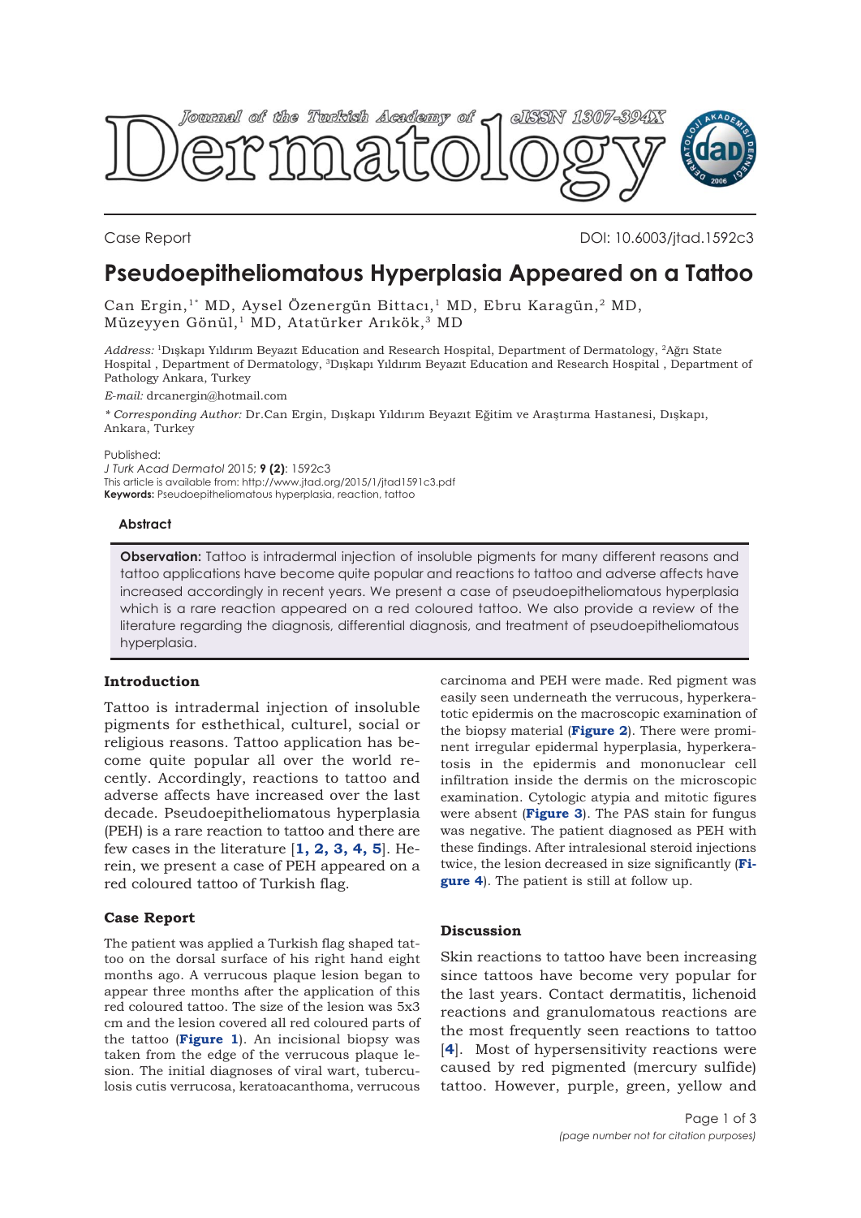Journal of the Turkish Academy of Dermatology eISSN 1307-394X

Case Report

DOI: 10.6003/jtad.1592c3

# Pseudoepitheliomatous Hyperplasia Appeared on a Tattoo

Can Ergin,[1*] MD, Aysel Özenergün Bittacı,[1] MD, Ebru Karagün,[2] MD, Müzeyyen Gönül,[1] MD, Atatürker Arıkök,[3] MD

*Address:* [1]Dışkapı Yıldırım Beyazıt Education and Research Hospital, Department of Dermatology, [2]Ağrı State Hospital , Department of Dermatology, [3]Dışkapı Yıldırım Beyazıt Education and Research Hospital , Department of Pathology Ankara, Turkey

*E-mail:* drcanergin@hotmail.com

*\* Corresponding Author:* Dr.Can Ergin, Dışkapı Yıldırım Beyazıt Eğitim ve Araştırma Hastanesi, Dışkapı, Ankara, Turkey

Published:
*J Turk Acad Dermatol* 2015; **9 (2)**: 1592c3
This article is available from: http://www.jtad.org/2015/1/jtad1591c3.pdf
**Keywords:** Pseudoepitheliomatous hyperplasia, reaction, tattoo

## Abstract

**Observation:** Tattoo is intradermal injection of insoluble pigments for many different reasons and tattoo applications have become quite popular and reactions to tattoo and adverse affects have increased accordingly in recent years. We present a case of pseudoepitheliomatous hyperplasia which is a rare reaction appeared on a red coloured tattoo. We also provide a review of the literature regarding the diagnosis, differential diagnosis, and treatment of pseudoepitheliomatous hyperplasia.

## Introduction

Tattoo is intradermal injection of insoluble pigments for esthethical, culturel, social or religious reasons. Tattoo application has become quite popular all over the world recently. Accordingly, reactions to tattoo and adverse affects have increased over the last decade. Pseudoepitheliomatous hyperplasia (PEH) is a rare reaction to tattoo and there are few cases in the literature [**1, 2, 3, 4, 5**]. Herein, we present a case of PEH appeared on a red coloured tattoo of Turkish flag.

## Case Report

The patient was applied a Turkish flag shaped tattoo on the dorsal surface of his right hand eight months ago. A verrucous plaque lesion began to appear three months after the application of this red coloured tattoo. The size of the lesion was 5x3 cm and the lesion covered all red coloured parts of the tattoo (**Figure 1**). An incisional biopsy was taken from the edge of the verrucous plaque lesion. The initial diagnoses of viral wart, tuberculosis cutis verrucosa, keratoacanthoma, verrucous carcinoma and PEH were made. Red pigment was easily seen underneath the verrucous, hyperkeratotic epidermis on the macroscopic examination of the biopsy material (**Figure 2**). There were prominent irregular epidermal hyperplasia, hyperkeratosis in the epidermis and mononuclear cell infiltration inside the dermis on the microscopic examination. Cytologic atypia and mitotic figures were absent (**Figure 3**). The PAS stain for fungus was negative. The patient diagnosed as PEH with these findings. After intralesional steroid injections twice, the lesion decreased in size significantly (**Figure 4**). The patient is still at follow up.

## Discussion

Skin reactions to tattoo have been increasing since tattoos have become very popular for the last years. Contact dermatitis, lichenoid reactions and granulomatous reactions are the most frequently seen reactions to tattoo [**4**]. Most of hypersensitivity reactions were caused by red pigmented (mercury sulfide) tattoo. However, purple, green, yellow and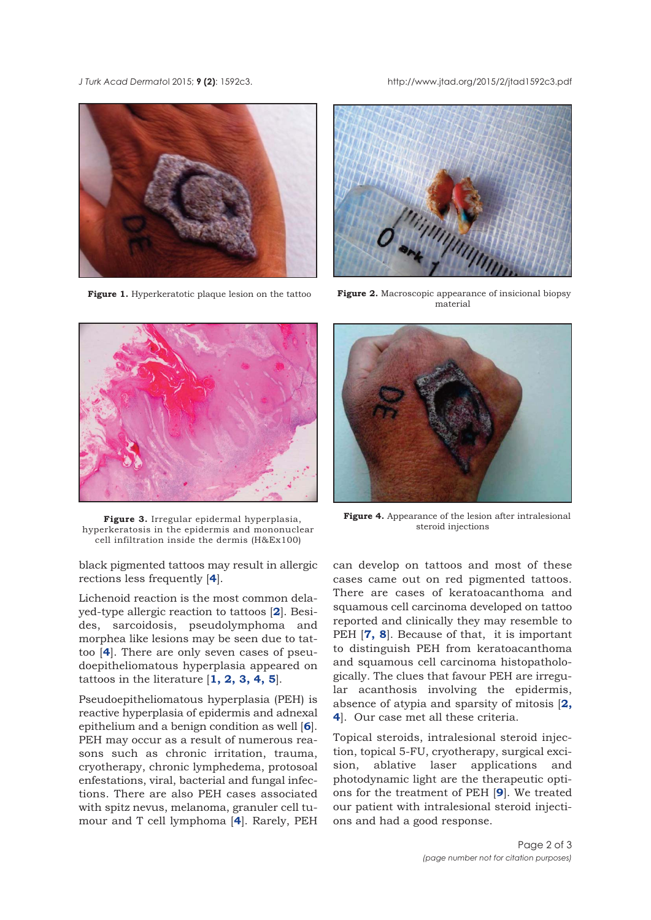**Figure 1.** Hyperkeratotic plaque lesion on the tattoo

**Figure 2.** Macroscopic appearance of insicional biopsy material

**Figure 3.** Irregular epidermal hyperplasia, hyperkeratosis in the epidermis and mononuclear cell infiltration inside the dermis (H&Ex100)

**Figure 4.** Appearance of the lesion after intralesional steroid injections

black pigmented tattoos may result in allergic rections less frequently [4].

Lichenoid reaction is the most common delayed-type allergic reaction to tattoos [2]. Besides, sarcoidosis, pseudolymphoma and morphea like lesions may be seen due to tattoo [4]. There are only seven cases of pseudoepitheliomatous hyperplasia appeared on tattoos in the literature [1, 2, 3, 4, 5].

Pseudoepitheliomatous hyperplasia (PEH) is reactive hyperplasia of epidermis and adnexal epithelium and a benign condition as well [6]. PEH may occur as a result of numerous reasons such as chronic irritation, trauma, cryotherapy, chronic lymphedema, protosoal enfestations, viral, bacterial and fungal infections. There are also PEH cases associated with spitz nevus, melanoma, granuler cell tumour and T cell lymphoma [4]. Rarely, PEH can develop on tattoos and most of these cases came out on red pigmented tattoos. There are cases of keratoacanthoma and squamous cell carcinoma developed on tattoo reported and clinically they may resemble to PEH [7, 8]. Because of that, it is important to distinguish PEH from keratoacanthoma and squamous cell carcinoma histopathologically. The clues that favour PEH are irregular acanthosis involving the epidermis, absence of atypia and sparsity of mitosis [2, 4]. Our case met all these criteria.

Topical steroids, intralesional steroid injection, topical 5-FU, cryotherapy, surgical excision, ablative laser applications and photodynamic light are the therapeutic options for the treatment of PEH [9]. We treated our patient with intralesional steroid injections and had a good response.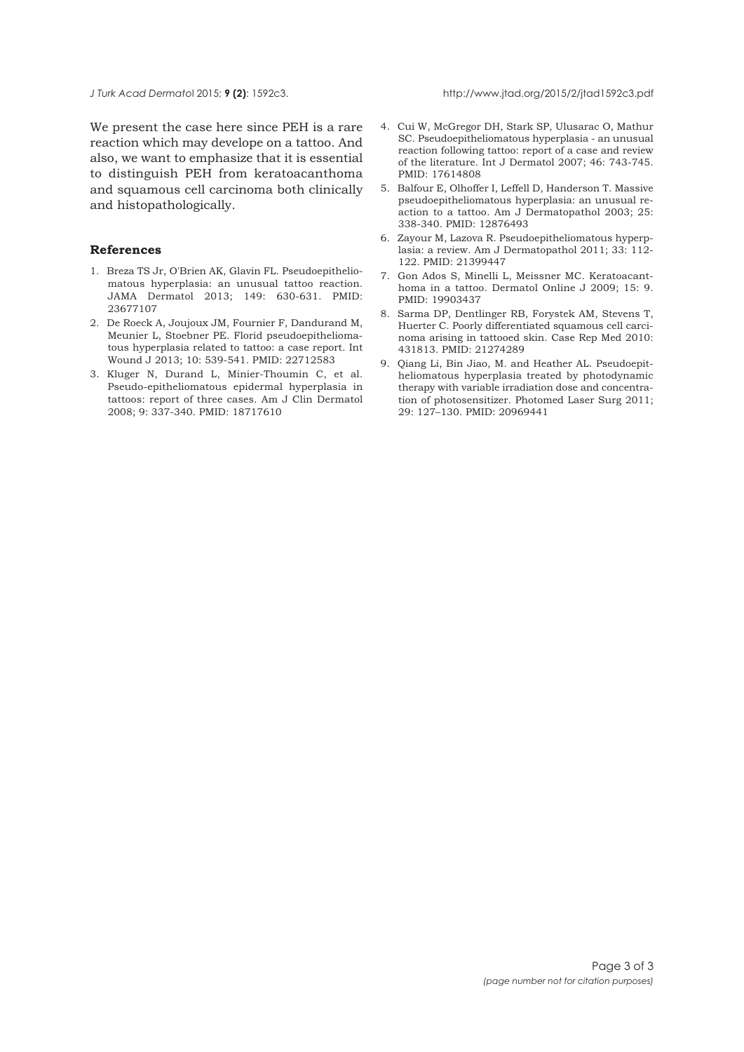We present the case here since PEH is a rare reaction which may develope on a tattoo. And also, we want to emphasize that it is essential to distinguish PEH from keratoacanthoma and squamous cell carcinoma both clinically and histopathologically.

## References

1. Breza TS Jr, O'Brien AK, Glavin FL. Pseudoepitheliomatous hyperplasia: an unusual tattoo reaction. JAMA Dermatol 2013; 149: 630-631. PMID: 23677107
2. De Roeck A, Joujoux JM, Fournier F, Dandurand M, Meunier L, Stoebner PE. Florid pseudoepitheliomatous hyperplasia related to tattoo: a case report. Int Wound J 2013; 10: 539-541. PMID: 22712583
3. Kluger N, Durand L, Minier-Thoumin C, et al. Pseudo-epitheliomatous epidermal hyperplasia in tattoos: report of three cases. Am J Clin Dermatol 2008; 9: 337-340. PMID: 18717610
4. Cui W, McGregor DH, Stark SP, Ulusarac O, Mathur SC. Pseudoepitheliomatous hyperplasia - an unusual reaction following tattoo: report of a case and review of the literature. Int J Dermatol 2007; 46: 743-745. PMID: 17614808
5. Balfour E, Olhoffer I, Leffell D, Handerson T. Massive pseudoepitheliomatous hyperplasia: an unusual reaction to a tattoo. Am J Dermatopathol 2003; 25: 338-340. PMID: 12876493
6. Zayour M, Lazova R. Pseudoepitheliomatous hyperplasia: a review. Am J Dermatopathol 2011; 33: 112-122. PMID: 21399447
7. Gon Ados S, Minelli L, Meissner MC. Keratoacanthoma in a tattoo. Dermatol Online J 2009; 15: 9. PMID: 19903437
8. Sarma DP, Dentlinger RB, Forystek AM, Stevens T, Huerter C. Poorly differentiated squamous cell carcinoma arising in tattooed skin. Case Rep Med 2010: 431813. PMID: 21274289
9. Qiang Li, Bin Jiao, M. and Heather AL. Pseudoepitheliomatous hyperplasia treated by photodynamic therapy with variable irradiation dose and concentration of photosensitizer. Photomed Laser Surg 2011; 29: 127–130. PMID: 20969441